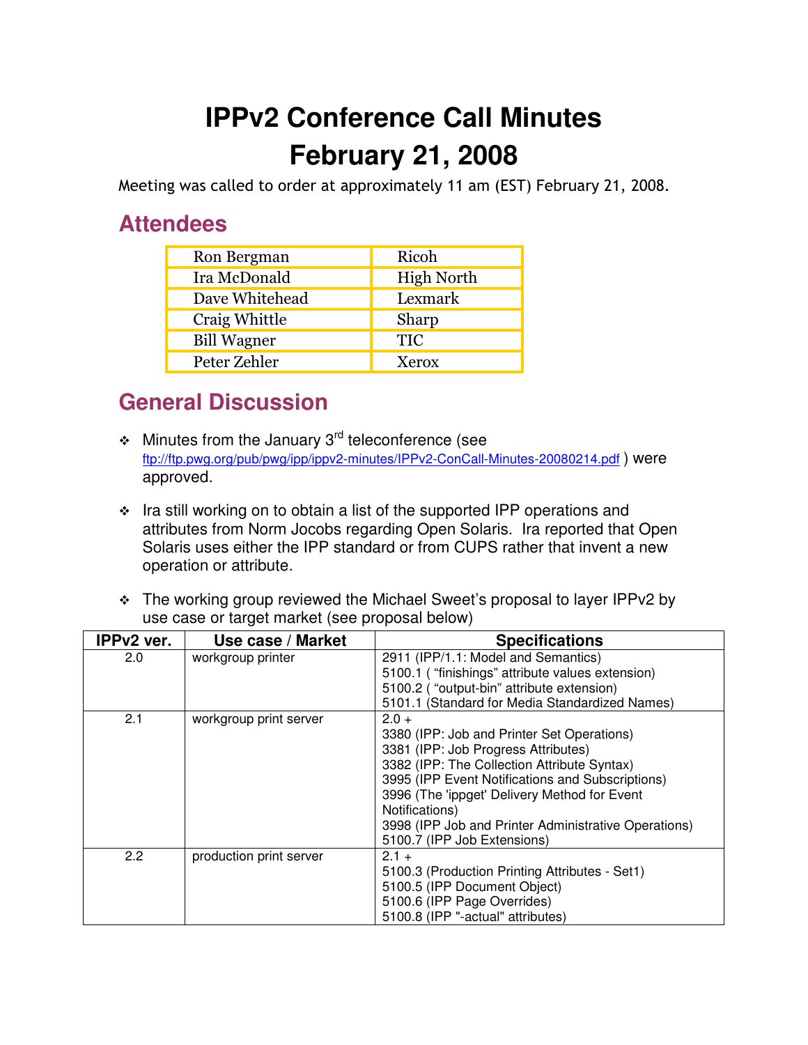# IPPv2 Conference Call Minutes
# February 21, 2008

Meeting was called to order at approximately 11 am (EST) February 21, 2008.

## Attendees

| | |
|---|---|
| Ron Bergman | Ricoh |
| Ira McDonald | High North |
| Dave Whitehead | Lexmark |
| Craig Whittle | Sharp |
| Bill Wagner | TIC |
| Peter Zehler | Xerox |

## General Discussion

- Minutes from the January 3rd teleconference (see ftp://ftp.pwg.org/pub/pwg/ipp/ippv2-minutes/IPPv2-ConCall-Minutes-20080214.pdf ) were approved.

- Ira still working on to obtain a list of the supported IPP operations and attributes from Norm Jocobs regarding Open Solaris. Ira reported that Open Solaris uses either the IPP standard or from CUPS rather that invent a new operation or attribute.

- The working group reviewed the Michael Sweet's proposal to layer IPPv2 by use case or target market (see proposal below)

| IPPv2 ver. | Use case / Market | Specifications |
|---|---|---|
| 2.0 | workgroup printer | 2911 (IPP/1.1: Model and Semantics)<br>5100.1 ( "finishings" attribute values extension)<br>5100.2 ( "output-bin" attribute extension)<br>5101.1 (Standard for Media Standardized Names) |
| 2.1 | workgroup print server | 2.0 +<br>3380 (IPP: Job and Printer Set Operations)<br>3381 (IPP: Job Progress Attributes)<br>3382 (IPP: The Collection Attribute Syntax)<br>3995 (IPP Event Notifications and Subscriptions)<br>3996 (The 'ippget' Delivery Method for Event Notifications)<br>3998 (IPP Job and Printer Administrative Operations)<br>5100.7 (IPP Job Extensions) |
| 2.2 | production print server | 2.1 +<br>5100.3 (Production Printing Attributes - Set1)<br>5100.5 (IPP Document Object)<br>5100.6 (IPP Page Overrides)<br>5100.8 (IPP "-actual" attributes) |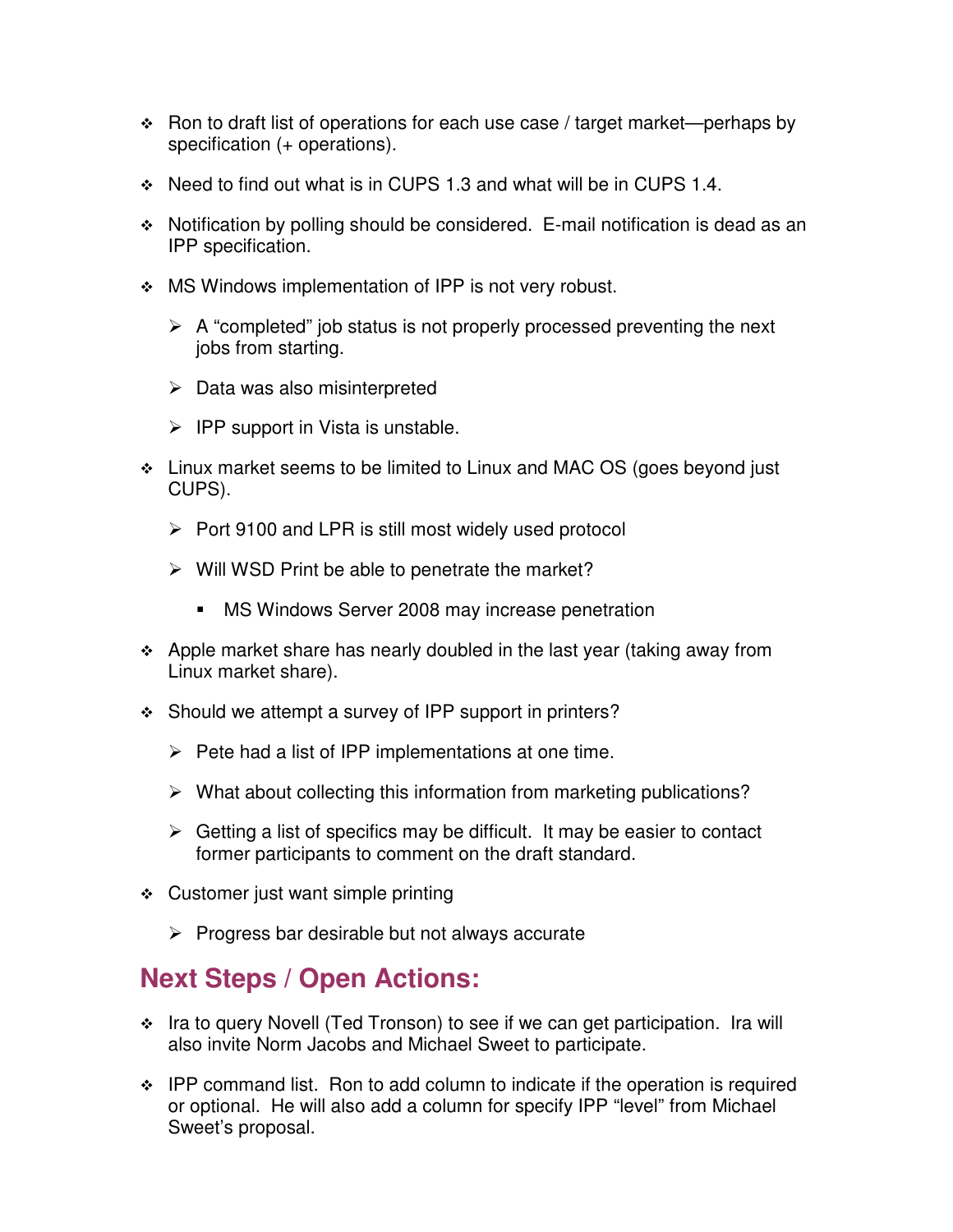- Ron to draft list of operations for each use case / target market—perhaps by specification (+ operations).
- Need to find out what is in CUPS 1.3 and what will be in CUPS 1.4.
- Notification by polling should be considered. E-mail notification is dead as an IPP specification.
- MS Windows implementation of IPP is not very robust.
  - A “completed” job status is not properly processed preventing the next jobs from starting.
  - Data was also misinterpreted
  - IPP support in Vista is unstable.
- Linux market seems to be limited to Linux and MAC OS (goes beyond just CUPS).
  - Port 9100 and LPR is still most widely used protocol
  - Will WSD Print be able to penetrate the market?
    - MS Windows Server 2008 may increase penetration
- Apple market share has nearly doubled in the last year (taking away from Linux market share).
- Should we attempt a survey of IPP support in printers?
  - Pete had a list of IPP implementations at one time.
  - What about collecting this information from marketing publications?
  - Getting a list of specifics may be difficult. It may be easier to contact former participants to comment on the draft standard.
- Customer just want simple printing
  - Progress bar desirable but not always accurate

## Next Steps / Open Actions:

- Ira to query Novell (Ted Tronson) to see if we can get participation. Ira will also invite Norm Jacobs and Michael Sweet to participate.
- IPP command list. Ron to add column to indicate if the operation is required or optional. He will also add a column for specify IPP “level” from Michael Sweet’s proposal.